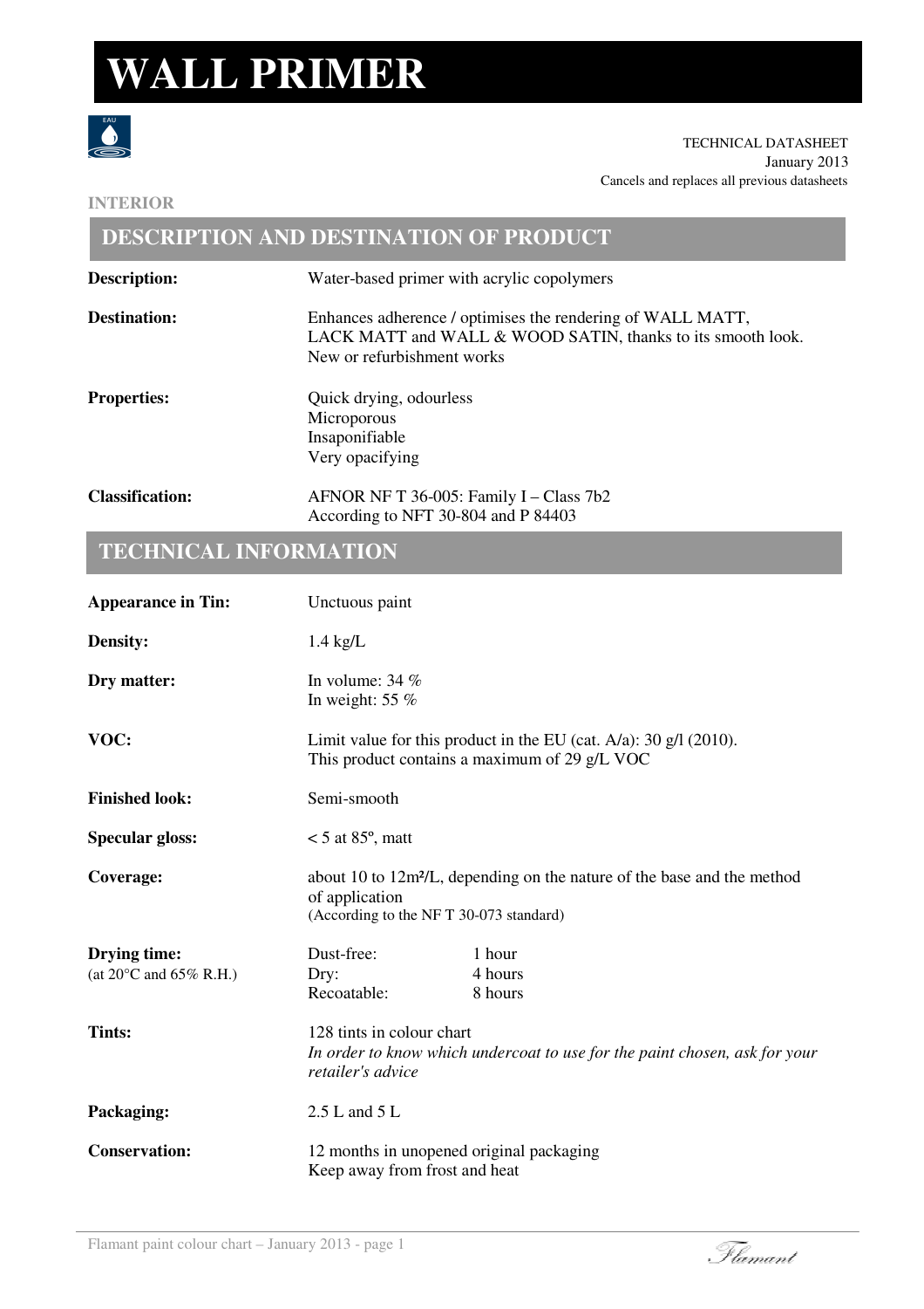# WALL PRIMER

TECHNICAL DATASHEET
January 2013
Cancels and replaces all previous datasheets

**INTERIOR**

## DESCRIPTION AND DESTINATION OF PRODUCT

**Description:** Water-based primer with acrylic copolymers

**Destination:** Enhances adherence / optimises the rendering of WALL MATT, LACK MATT and WALL & WOOD SATIN, thanks to its smooth look.
New or refurbishment works

**Properties:**
Quick drying, odourless
Microporous
Insaponifiable
Very opacifying

**Classification:** AFNOR NF T 36-005: Family I – Class 7b2
According to NFT 30-804 and P 84403

## TECHNICAL INFORMATION

**Appearance in Tin:** Unctuous paint

**Density:** 1.4 kg/L

**Dry matter:**
In volume: 34 %
In weight: 55 %

**VOC:** Limit value for this product in the EU (cat. A/a): 30 g/l (2010).
This product contains a maximum of 29 g/L VOC

**Finished look:** Semi-smooth

**Specular gloss:** < 5 at 85°, matt

**Coverage:** about 10 to 12m²/L, depending on the nature of the base and the method of application
(According to the NF T 30-073 standard)

**Drying time:** (at 20°C and 65% R.H.)

| | |
|---|---|
| Dust-free: | 1 hour |
| Dry: | 4 hours |
| Recoatable: | 8 hours |

**Tints:** 128 tints in colour chart
*In order to know which undercoat to use for the paint chosen, ask for your retailer's advice*

**Packaging:** 2.5 L and 5 L

**Conservation:** 12 months in unopened original packaging
Keep away from frost and heat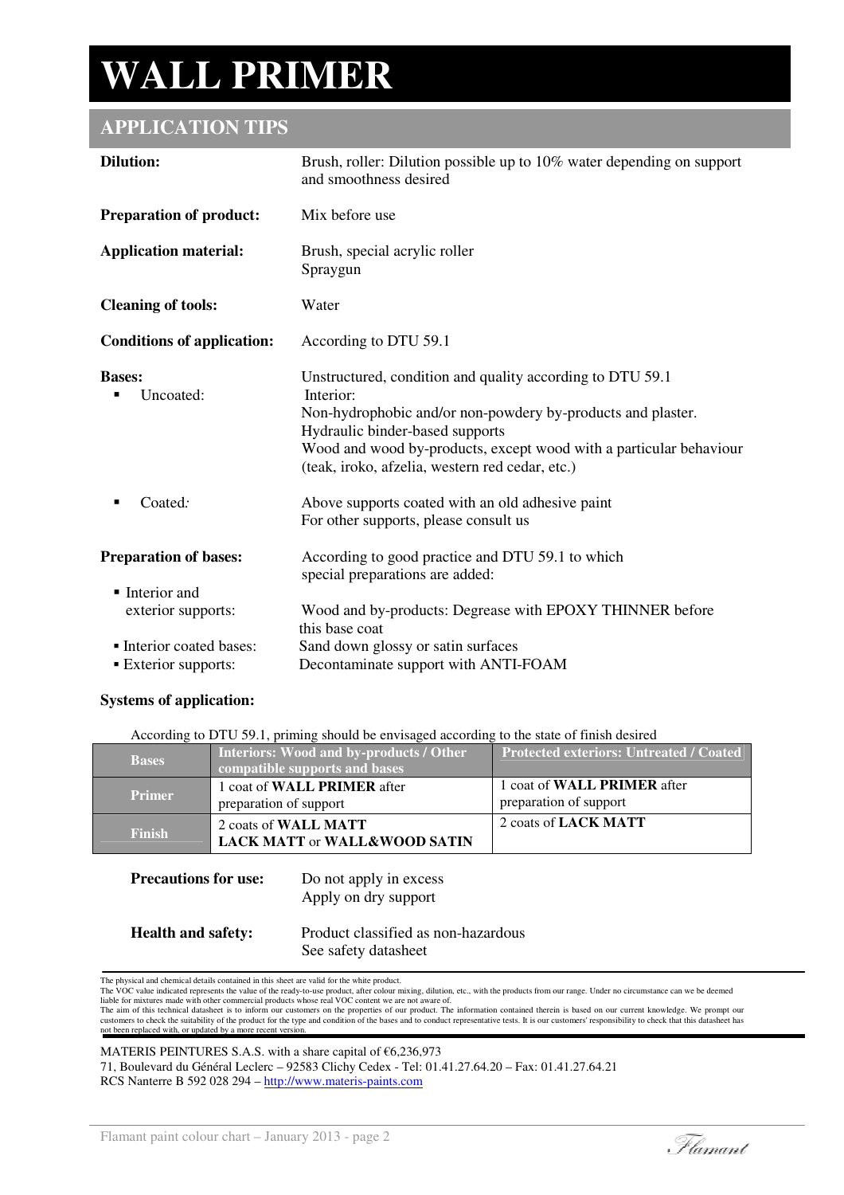# WALL PRIMER

## APPLICATION TIPS

**Dilution:** Brush, roller: Dilution possible up to 10% water depending on support and smoothness desired

**Preparation of product:** Mix before use

**Application material:** Brush, special acrylic roller
Spraygun

**Cleaning of tools:** Water

**Conditions of application:** According to DTU 59.1

**Bases:** Unstructured, condition and quality according to DTU 59.1

- Uncoated: Interior:
  Non-hydrophobic and/or non-powdery by-products and plaster.
  Hydraulic binder-based supports
  Wood and wood by-products, except wood with a particular behaviour (teak, iroko, afzelia, western red cedar, etc.)

- Coated*:* Above supports coated with an old adhesive paint
  For other supports, please consult us

**Preparation of bases:** According to good practice and DTU 59.1 to which special preparations are added:

- Interior and exterior supports: Wood and by-products: Degrease with EPOXY THINNER before this base coat
- Interior coated bases: Sand down glossy or satin surfaces
- Exterior supports: Decontaminate support with ANTI-FOAM

**Systems of application:**

According to DTU 59.1, priming should be envisaged according to the state of finish desired

| Bases | Interiors: Wood and by-products / Other compatible supports and bases | Protected exteriors: Untreated / Coated |
|---|---|---|
| Primer | 1 coat of **WALL PRIMER** after preparation of support | 1 coat of **WALL PRIMER** after preparation of support |
| Finish | 2 coats of **WALL MATT LACK MATT** or **WALL&WOOD SATIN** | 2 coats of **LACK MATT** |

**Precautions for use:** Do not apply in excess
Apply on dry support

**Health and safety:** Product classified as non-hazardous
See safety datasheet

The physical and chemical details contained in this sheet are valid for the white product.
The VOC value indicated represents the value of the ready-to-use product, after colour mixing, dilution, etc., with the products from our range. Under no circumstance can we be deemed liable for mixtures made with other commercial products whose real VOC content we are not aware of.
The aim of this technical datasheet is to inform our customers on the properties of our product. The information contained therein is based on our current knowledge. We prompt our customers to check the suitability of the product for the type and condition of the bases and to conduct representative tests. It is our customers' responsibility to check that this datasheet has not been replaced with, or updated by a more recent version.

MATERIS PEINTURES S.A.S. with a share capital of €6,236,973
71, Boulevard du Général Leclerc – 92583 Clichy Cedex - Tel: 01.41.27.64.20 – Fax: 01.41.27.64.21
RCS Nanterre B 592 028 294 – http://www.materis-paints.com